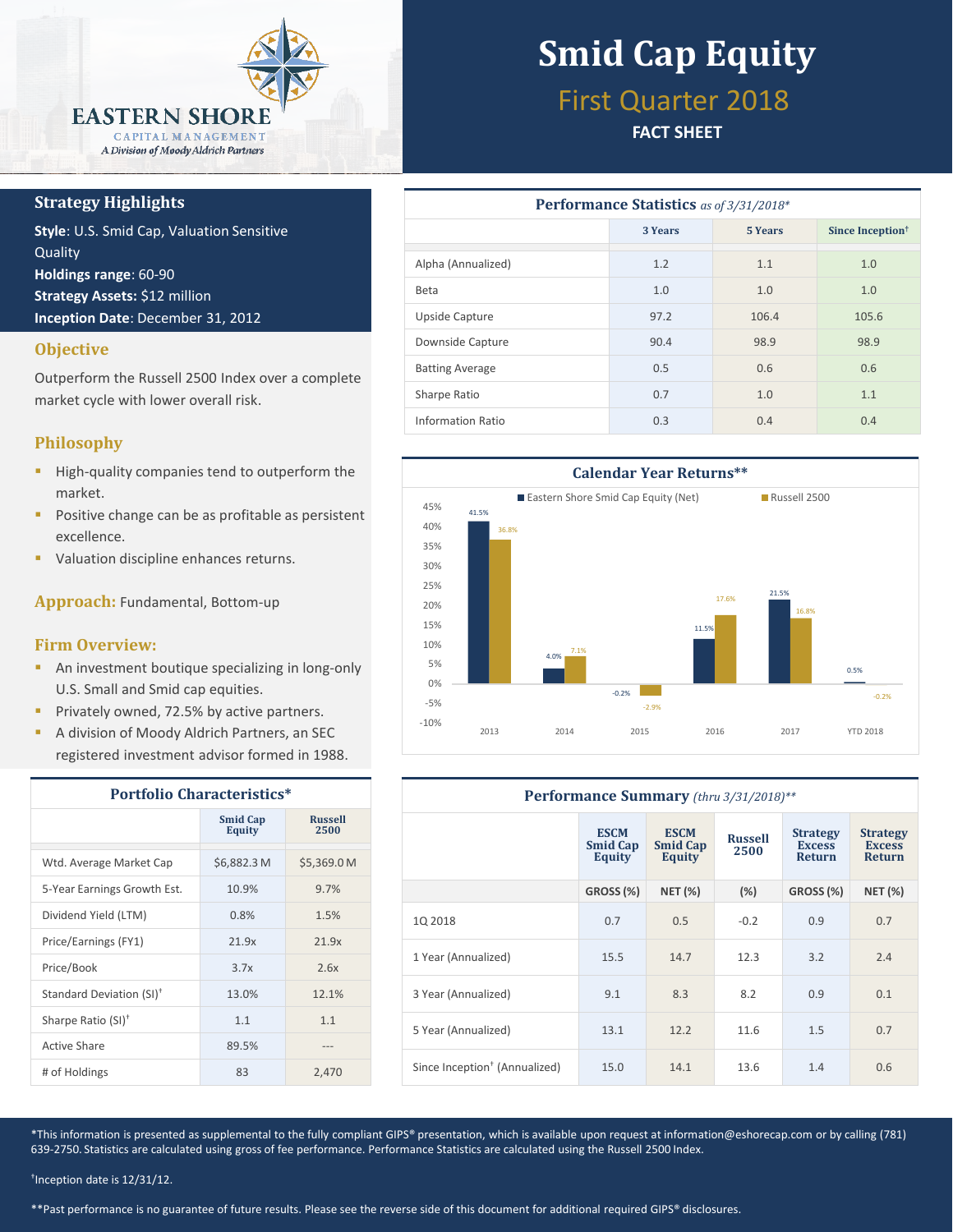EASTERN SHORE
CAPITAL MANAGEMENT
*A Division of Moody Aldrich Partners*

# Smid Cap Equity

## First Quarter 2018

**FACT SHEET**

## Strategy Highlights

**Style**: U.S. Smid Cap, Valuation Sensitive Quality
**Holdings range**: 60-90
**Strategy Assets:** $12 million
**Inception Date**: December 31, 2012

## Objective

Outperform the Russell 2500 Index over a complete market cycle with lower overall risk.

## Philosophy

- High-quality companies tend to outperform the market.
- Positive change can be as profitable as persistent excellence.
- Valuation discipline enhances returns.

**Approach:** Fundamental, Bottom-up

## Firm Overview:

- An investment boutique specializing in long-only U.S. Small and Smid cap equities.
- Privately owned, 72.5% by active partners.
- A division of Moody Aldrich Partners, an SEC registered investment advisor formed in 1988.

## Portfolio Characteristics*

| | Smid Cap Equity | Russell 2500 |
|---|---|---|
| Wtd. Average Market Cap | $6,882.3 M | $5,369.0 M |
| 5-Year Earnings Growth Est. | 10.9% | 9.7% |
| Dividend Yield (LTM) | 0.8% | 1.5% |
| Price/Earnings (FY1) | 21.9x | 21.9x |
| Price/Book | 3.7x | 2.6x |
| Standard Deviation (SI)† | 13.0% | 12.1% |
| Sharpe Ratio (SI)† | 1.1 | 1.1 |
| Active Share | 89.5% | --- |
| # of Holdings | 83 | 2,470 |

## Performance Statistics *as of 3/31/2018**

| | 3 Years | 5 Years | Since Inception† |
|---|---|---|---|
| Alpha (Annualized) | 1.2 | 1.1 | 1.0 |
| Beta | 1.0 | 1.0 | 1.0 |
| Upside Capture | 97.2 | 106.4 | 105.6 |
| Downside Capture | 90.4 | 98.9 | 98.9 |
| Batting Average | 0.5 | 0.6 | 0.6 |
| Sharpe Ratio | 0.7 | 1.0 | 1.1 |
| Information Ratio | 0.3 | 0.4 | 0.4 |

## Calendar Year Returns**

| | Eastern Shore Smid Cap Equity (Net) | Russell 2500 |
|---|---|---|
| 2013 | 41.5% | 36.8% |
| 2014 | 4.0% | 7.1% |
| 2015 | -0.2% | -2.9% |
| 2016 | 11.5% | 17.6% |
| 2017 | 21.5% | 16.8% |
| YTD 2018 | 0.5% | -0.2% |

## Performance Summary *(thru 3/31/2018)***

| | ESCM Smid Cap Equity | ESCM Smid Cap Equity | Russell 2500 | Strategy Excess Return | Strategy Excess Return |
|---|---|---|---|---|---|
| | GROSS (%) | NET (%) | (%) | GROSS (%) | NET (%) |
| 1Q 2018 | 0.7 | 0.5 | -0.2 | 0.9 | 0.7 |
| 1 Year (Annualized) | 15.5 | 14.7 | 12.3 | 3.2 | 2.4 |
| 3 Year (Annualized) | 9.1 | 8.3 | 8.2 | 0.9 | 0.1 |
| 5 Year (Annualized) | 13.1 | 12.2 | 11.6 | 1.5 | 0.7 |
| Since Inception† (Annualized) | 15.0 | 14.1 | 13.6 | 1.4 | 0.6 |

*This information is presented as supplemental to the fully compliant GIPS® presentation, which is available upon request at information@eshorecap.com or by calling (781) 639-2750. Statistics are calculated using gross of fee performance. Performance Statistics are calculated using the Russell 2500 Index.

†Inception date is 12/31/12.

**Past performance is no guarantee of future results. Please see the reverse side of this document for additional required GIPS® disclosures.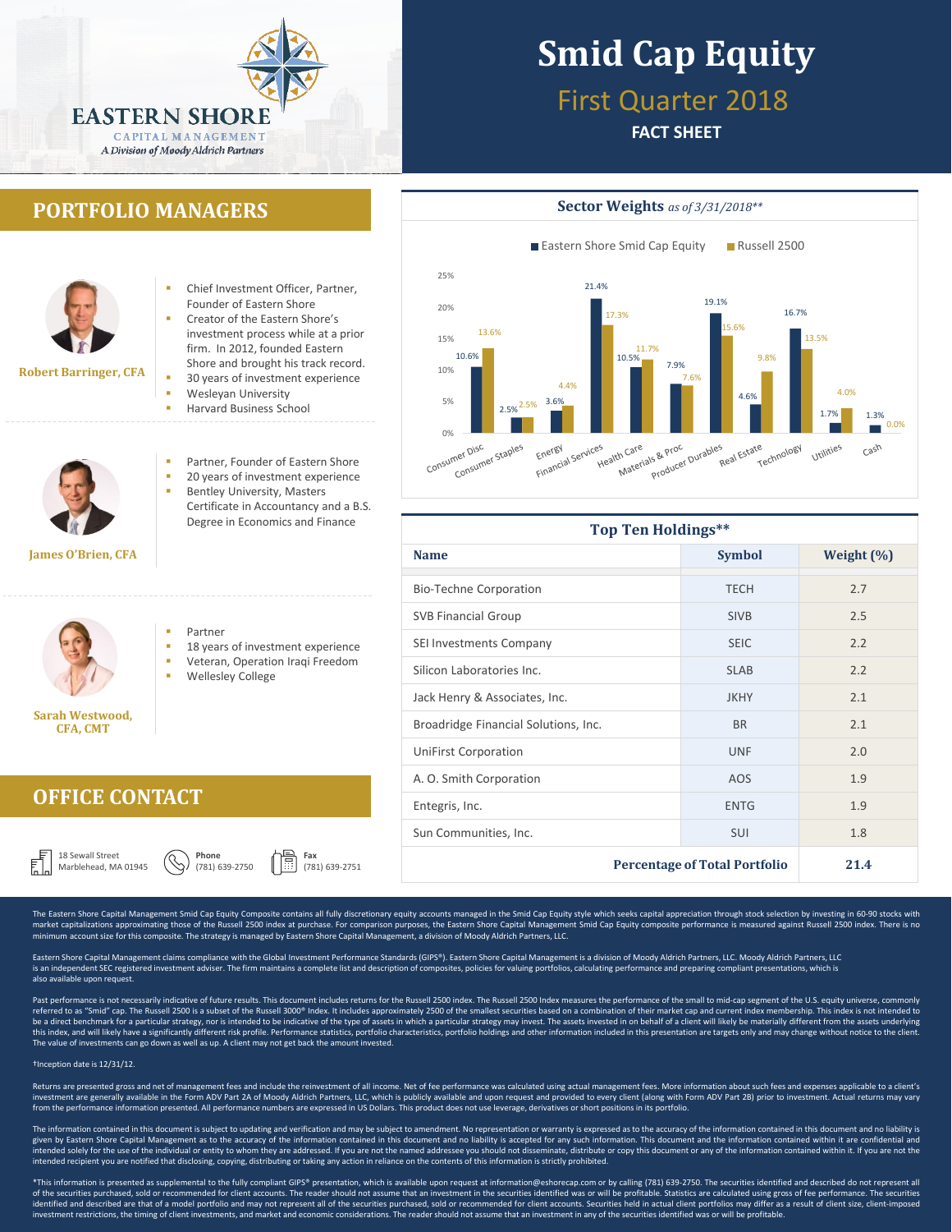# Smid Cap Equity

## First Quarter 2018

**FACT SHEET**

EASTERN SHORE
CAPITAL MANAGEMENT
*A Division of Moody Aldrich Partners*

## PORTFOLIO MANAGERS

**Robert Barringer, CFA**

- Chief Investment Officer, Partner, Founder of Eastern Shore
- Creator of the Eastern Shore's investment process while at a prior firm. In 2012, founded Eastern Shore and brought his track record.
- 30 years of investment experience
- Wesleyan University
- Harvard Business School

**James O'Brien, CFA**

- Partner, Founder of Eastern Shore
- 20 years of investment experience
- Bentley University, Masters Certificate in Accountancy and a B.S. Degree in Economics and Finance

**Sarah Westwood, CFA, CMT**

- Partner
- 18 years of investment experience
- Veteran, Operation Iraqi Freedom
- Wellesley College

## OFFICE CONTACT

18 Sewall Street
Marblehead, MA 01945

**Phone**
(781) 639-2750

**Fax**
(781) 639-2751

## Sector Weights *as of 3/31/2018***

Eastern Shore Smid Cap Equity
Russell 2500

25%
20%
15%
10%
5%
0%

Consumer Disc 10.6% 13.6%
Consumer Staples 2.5% 2.5%
Energy 3.6% 4.4%
Financial Services 21.4% 17.3%
Health Care 10.5% 11.7%
Materials & Proc 7.9% 7.6%
Producer Durables 19.1% 15.6%
Real Estate 4.6% 9.8%
Technology 16.7% 13.5%
Utilities 1.7% 4.0%
Cash 1.3% 0.0%

## Top Ten Holdings**

| Name | Symbol | Weight (%) |
|---|---|---|
| Bio-Techne Corporation | TECH | 2.7 |
| SVB Financial Group | SIVB | 2.5 |
| SEI Investments Company | SEIC | 2.2 |
| Silicon Laboratories Inc. | SLAB | 2.2 |
| Jack Henry & Associates, Inc. | JKHY | 2.1 |
| Broadridge Financial Solutions, Inc. | BR | 2.1 |
| UniFirst Corporation | UNF | 2.0 |
| A. O. Smith Corporation | AOS | 1.9 |
| Entegris, Inc. | ENTG | 1.9 |
| Sun Communities, Inc. | SUI | 1.8 |
| **Percentage of Total Portfolio** | | **21.4** |

The Eastern Shore Capital Management Smid Cap Equity Composite contains all fully discretionary equity accounts managed in the Smid Cap Equity style which seeks capital appreciation through stock selection by investing in 60-90 stocks with market capitalizations approximating those of the Russell 2500 index at purchase. For comparison purposes, the Eastern Shore Capital Management Smid Cap Equity composite performance is measured against Russell 2500 index. There is no minimum account size for this composite. The strategy is managed by Eastern Shore Capital Management, a division of Moody Aldrich Partners, LLC.

Eastern Shore Capital Management claims compliance with the Global Investment Performance Standards (GIPS®). Eastern Shore Capital Management is a division of Moody Aldrich Partners, LLC. Moody Aldrich Partners, LLC is an independent SEC registered investment adviser. The firm maintains a complete list and description of composites, policies for valuing portfolios, calculating performance and preparing compliant presentations, which is also available upon request.

Past performance is not necessarily indicative of future results. This document includes returns for the Russell 2500 index. The Russell 2500 Index measures the performance of the small to mid-cap segment of the U.S. equity universe, commonly referred to as "Smid" cap. The Russell 2500 is a subset of the Russell 3000® Index. It includes approximately 2500 of the smallest securities based on a combination of their market cap and current index membership. This index is not intended to be a direct benchmark for a particular strategy, nor is intended to be indicative of the type of assets in which a particular strategy may invest. The assets invested in on behalf of a client will likely be materially different from the assets underlying this index, and will likely have a significantly different risk profile. Performance statistics, portfolio characteristics, portfolio holdings and other information included in this presentation are targets only and may change without notice to the client. The value of investments can go down as well as up. A client may not get back the amount invested.

†Inception date is 12/31/12.

Returns are presented gross and net of management fees and include the reinvestment of all income. Net of fee performance was calculated using actual management fees. More information about such fees and expenses applicable to a client's investment are generally available in the Form ADV Part 2A of Moody Aldrich Partners, LLC, which is publicly available and upon request and provided to every client (along with Form ADV Part 2B) prior to investment. Actual returns may vary from the performance information presented. All performance numbers are expressed in US Dollars. This product does not use leverage, derivatives or short positions in its portfolio.

The information contained in this document is subject to updating and verification and may be subject to amendment. No representation or warranty is expressed as to the accuracy of the information contained in this document and no liability is given by Eastern Shore Capital Management as to the accuracy of the information contained in this document and no liability is accepted for any such information. This document and the information contained within it are confidential and intended solely for the use of the individual or entity to whom they are addressed. If you are not the named addressee you should not disseminate, distribute or copy this document or any of the information contained within it. If you are not the intended recipient you are notified that disclosing, copying, distributing or taking any action in reliance on the contents of this information is strictly prohibited.

*This information is presented as supplemental to the fully compliant GIPS® presentation, which is available upon request at information@eshorecap.com or by calling (781) 639-2750. The securities identified and described do not represent all of the securities purchased, sold or recommended for client accounts. The reader should not assume that an investment in the securities identified was or will be profitable. Statistics are calculated using gross of fee performance. The securities identified and described are that of a model portfolio and may not represent all of the securities purchased, sold or recommended for client accounts. Securities held in actual client portfolios may differ as a result of client size, client-imposed investment restrictions, the timing of client investments, and market and economic considerations. The reader should not assume that an investment in any of the securities identified was or will be profitable.